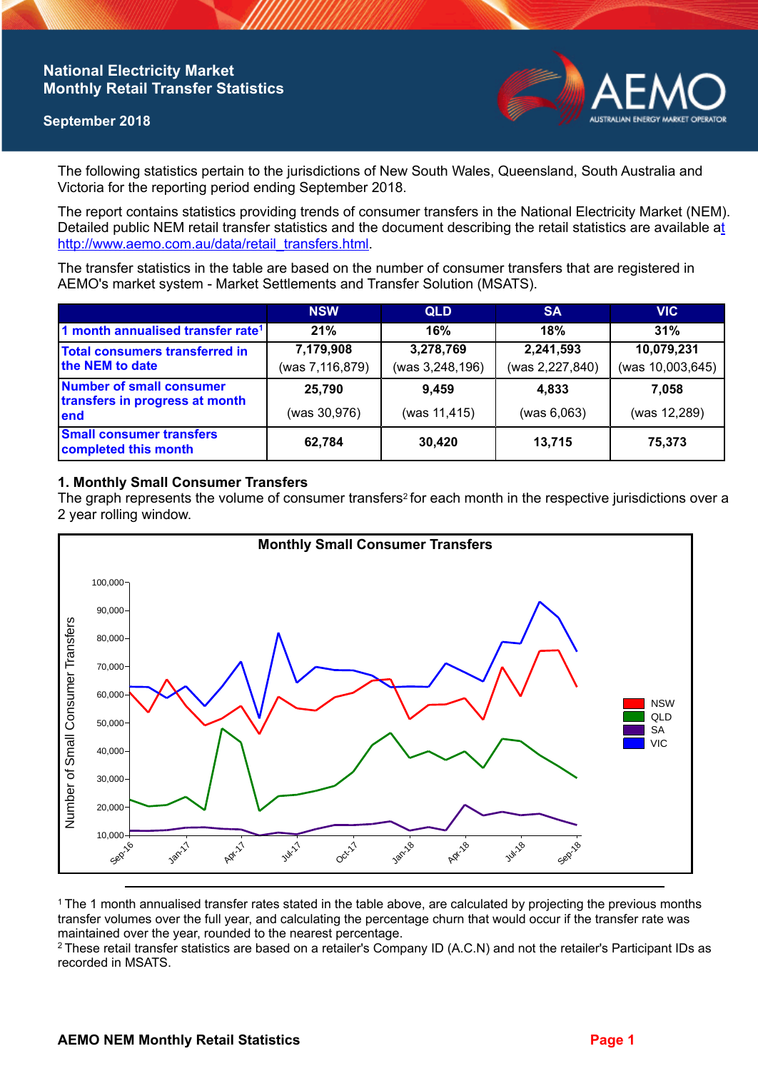# National Electricity Market Monthly Retail Transfer Statistics

**September 2018**

The following statistics pertain to the jurisdictions of New South Wales, Queensland, South Australia and Victoria for the reporting period ending September 2018.

The report contains statistics providing trends of consumer transfers in the National Electricity Market (NEM). Detailed public NEM retail transfer statistics and the document describing the retail statistics are available at http://www.aemo.com.au/data/retail_transfers.html.

The transfer statistics in the table are based on the number of consumer transfers that are registered in AEMO's market system - Market Settlements and Transfer Solution (MSATS).

| | NSW | QLD | SA | VIC |
|---|---|---|---|---|
| **1 month annualised transfer rate[1]** | **21%** | **16%** | **18%** | **31%** |
| **Total consumers transferred in the NEM to date** | **7,179,908** (was 7,116,879) | **3,278,769** (was 3,248,196) | **2,241,593** (was 2,227,840) | **10,079,231** (was 10,003,645) |
| **Number of small consumer transfers in progress at month end** | **25,790** (was 30,976) | **9,459** (was 11,415) | **4,833** (was 6,063) | **7,058** (was 12,289) |
| **Small consumer transfers completed this month** | **62,784** | **30,420** | **13,715** | **75,373** |

## 1. Monthly Small Consumer Transfers

The graph represents the volume of consumer transfers[2] for each month in the respective jurisdictions over a 2 year rolling window.

[1] The 1 month annualised transfer rates stated in the table above, are calculated by projecting the previous months transfer volumes over the full year, and calculating the percentage churn that would occur if the transfer rate was maintained over the year, rounded to the nearest percentage.

[2] These retail transfer statistics are based on a retailer's Company ID (A.C.N) and not the retailer's Participant IDs as recorded in MSATS.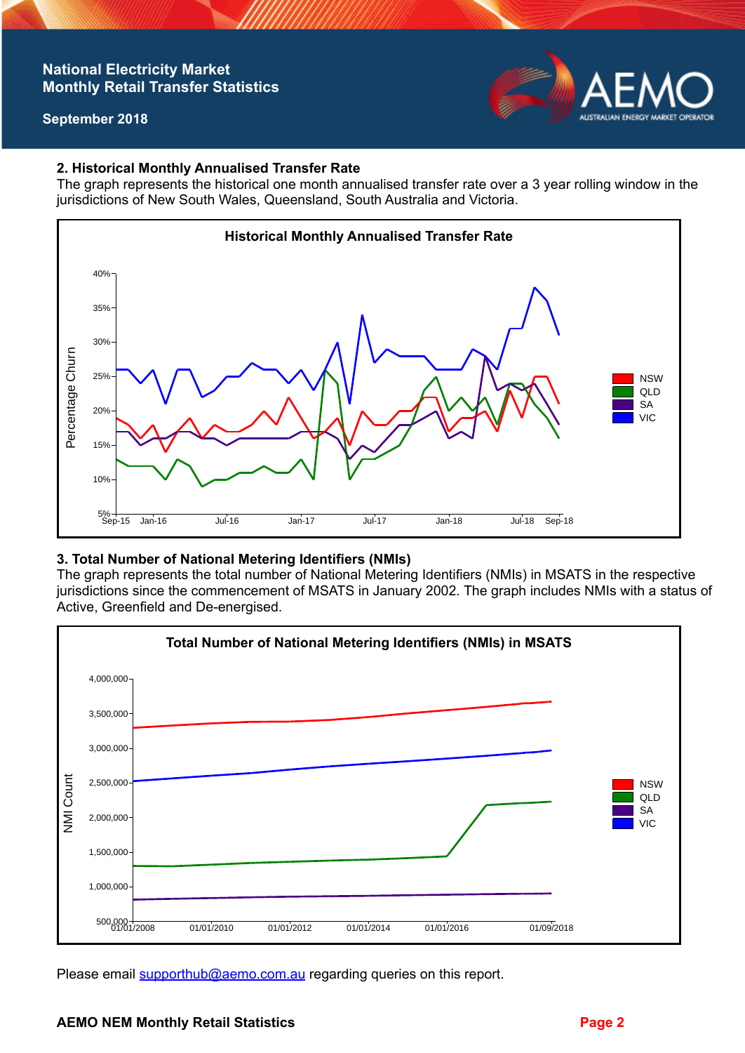National Electricity Market
Monthly Retail Transfer Statistics

September 2018

## 2. Historical Monthly Annualised Transfer Rate

The graph represents the historical one month annualised transfer rate over a 3 year rolling window in the jurisdictions of New South Wales, Queensland, South Australia and Victoria.

Historical Monthly Annualised Transfer Rate

Percentage Churn

40%
35%
30%
25%
20%
15%
10%
5%

Sep-15 Jan-16 Jul-16 Jan-17 Jul-17 Jan-18 Jul-18 Sep-18

NSW
QLD
SA
VIC

## 3. Total Number of National Metering Identifiers (NMIs)

The graph represents the total number of National Metering Identifiers (NMIs) in MSATS in the respective jurisdictions since the commencement of MSATS in January 2002. The graph includes NMIs with a status of Active, Greenfield and De-energised.

Total Number of National Metering Identifiers (NMIs) in MSATS

NMI Count

4,000,000
3,500,000
3,000,000
2,500,000
2,000,000
1,500,000
1,000,000
500,000

01/01/2008 01/01/2010 01/01/2012 01/01/2014 01/01/2016 01/09/2018

NSW
QLD
SA
VIC

Please email supporthub@aemo.com.au regarding queries on this report.